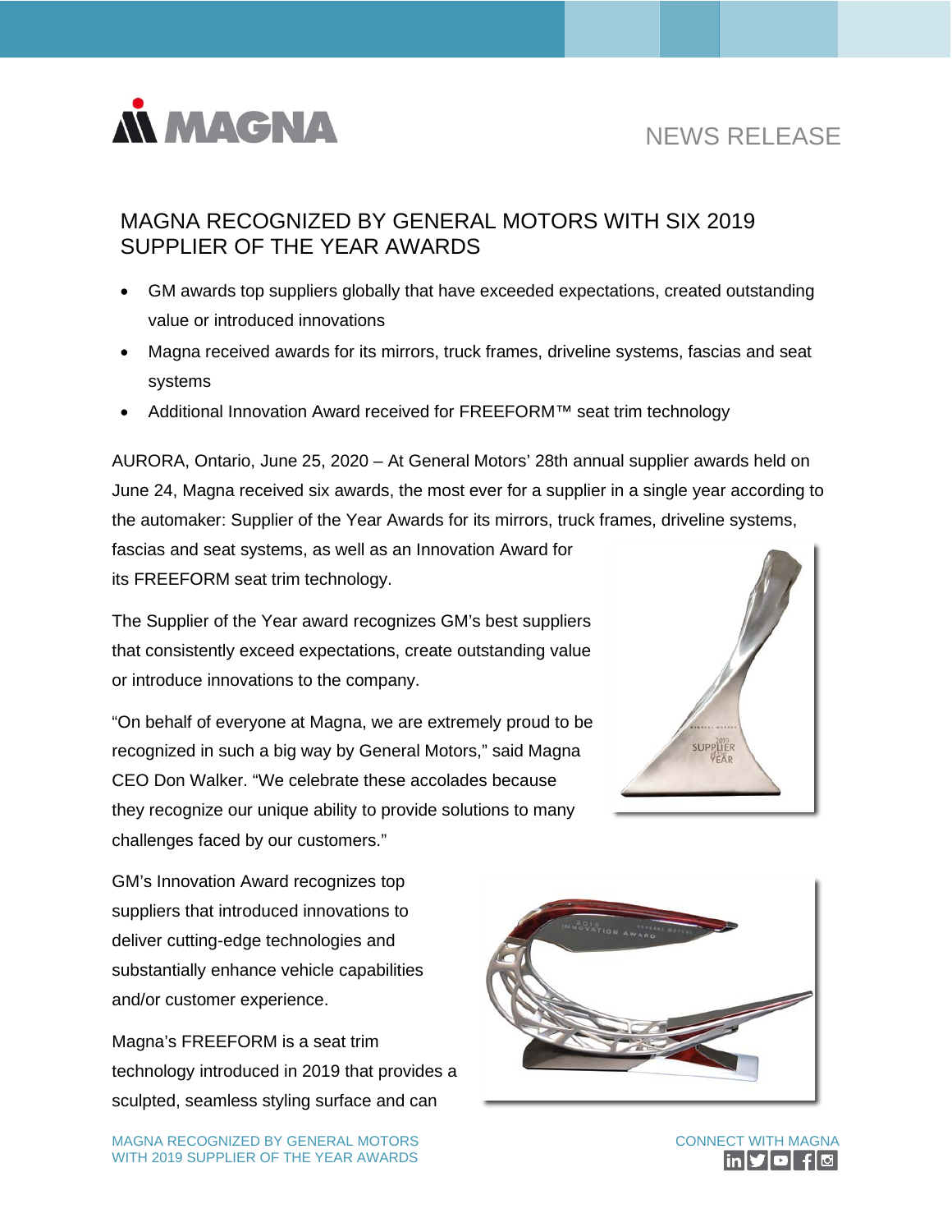NEWS RELEASE

# MAGNA RECOGNIZED BY GENERAL MOTORS WITH SIX 2019 SUPPLIER OF THE YEAR AWARDS

- GM awards top suppliers globally that have exceeded expectations, created outstanding value or introduced innovations
- Magna received awards for its mirrors, truck frames, driveline systems, fascias and seat systems
- Additional Innovation Award received for FREEFORM™ seat trim technology

AURORA, Ontario, June 25, 2020 – At General Motors' 28th annual supplier awards held on June 24, Magna received six awards, the most ever for a supplier in a single year according to the automaker: Supplier of the Year Awards for its mirrors, truck frames, driveline systems, fascias and seat systems, as well as an Innovation Award for its FREEFORM seat trim technology.

The Supplier of the Year award recognizes GM's best suppliers that consistently exceed expectations, create outstanding value or introduce innovations to the company.

"On behalf of everyone at Magna, we are extremely proud to be recognized in such a big way by General Motors," said Magna CEO Don Walker. "We celebrate these accolades because they recognize our unique ability to provide solutions to many challenges faced by our customers."

GM's Innovation Award recognizes top suppliers that introduced innovations to deliver cutting-edge technologies and substantially enhance vehicle capabilities and/or customer experience.

Magna's FREEFORM is a seat trim technology introduced in 2019 that provides a sculpted, seamless styling surface and can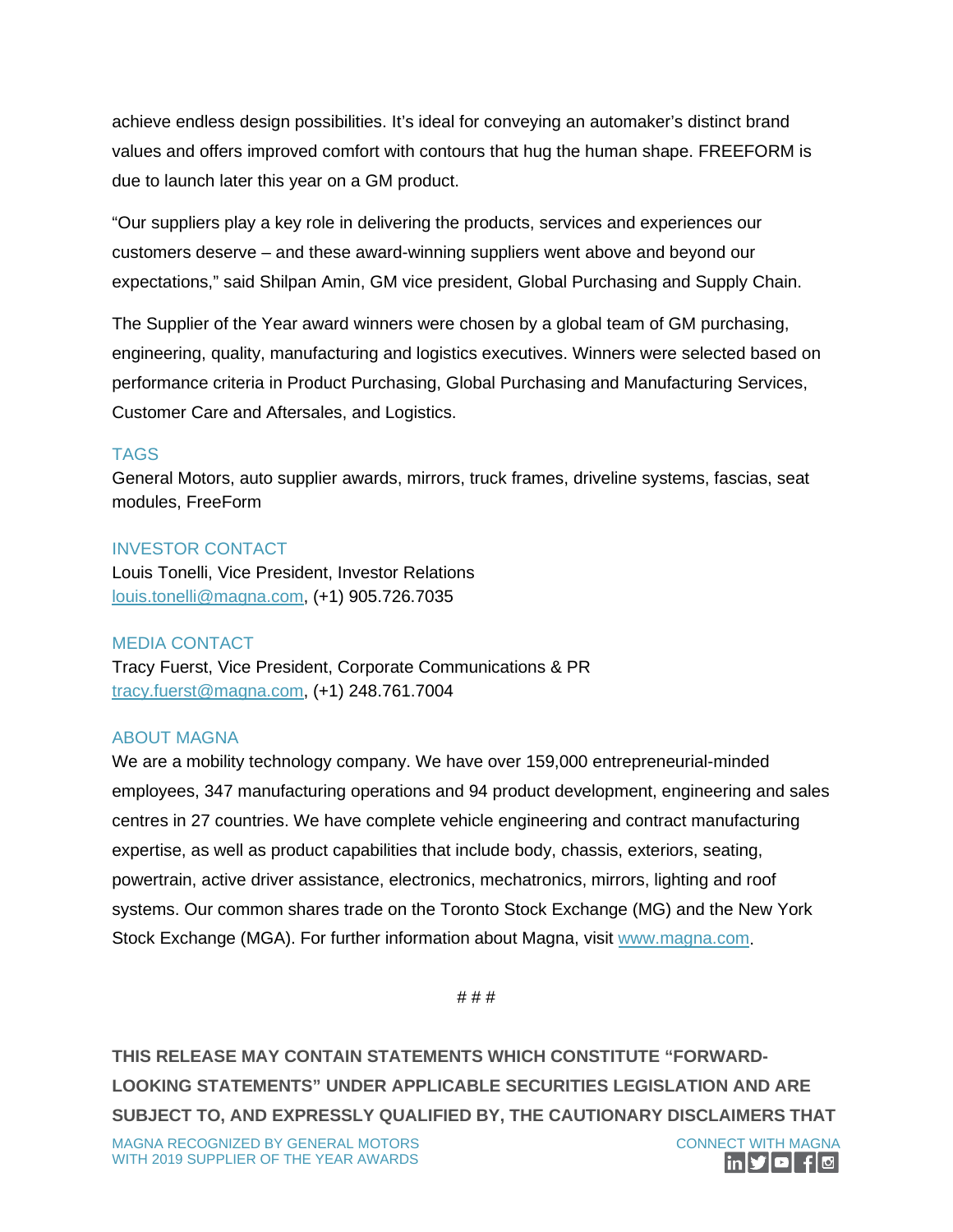achieve endless design possibilities. It's ideal for conveying an automaker's distinct brand values and offers improved comfort with contours that hug the human shape. FREEFORM is due to launch later this year on a GM product.

"Our suppliers play a key role in delivering the products, services and experiences our customers deserve – and these award-winning suppliers went above and beyond our expectations," said Shilpan Amin, GM vice president, Global Purchasing and Supply Chain.

The Supplier of the Year award winners were chosen by a global team of GM purchasing, engineering, quality, manufacturing and logistics executives. Winners were selected based on performance criteria in Product Purchasing, Global Purchasing and Manufacturing Services, Customer Care and Aftersales, and Logistics.

### TAGS

General Motors, auto supplier awards, mirrors, truck frames, driveline systems, fascias, seat modules, FreeForm

### INVESTOR CONTACT

Louis Tonelli, Vice President, Investor Relations
louis.tonelli@magna.com, (+1) 905.726.7035

### MEDIA CONTACT

Tracy Fuerst, Vice President, Corporate Communications & PR
tracy.fuerst@magna.com, (+1) 248.761.7004

### ABOUT MAGNA

We are a mobility technology company. We have over 159,000 entrepreneurial-minded employees, 347 manufacturing operations and 94 product development, engineering and sales centres in 27 countries. We have complete vehicle engineering and contract manufacturing expertise, as well as product capabilities that include body, chassis, exteriors, seating, powertrain, active driver assistance, electronics, mechatronics, mirrors, lighting and roof systems. Our common shares trade on the Toronto Stock Exchange (MG) and the New York Stock Exchange (MGA). For further information about Magna, visit www.magna.com.

# # #

**THIS RELEASE MAY CONTAIN STATEMENTS WHICH CONSTITUTE "FORWARD-LOOKING STATEMENTS" UNDER APPLICABLE SECURITIES LEGISLATION AND ARE SUBJECT TO, AND EXPRESSLY QUALIFIED BY, THE CAUTIONARY DISCLAIMERS THAT**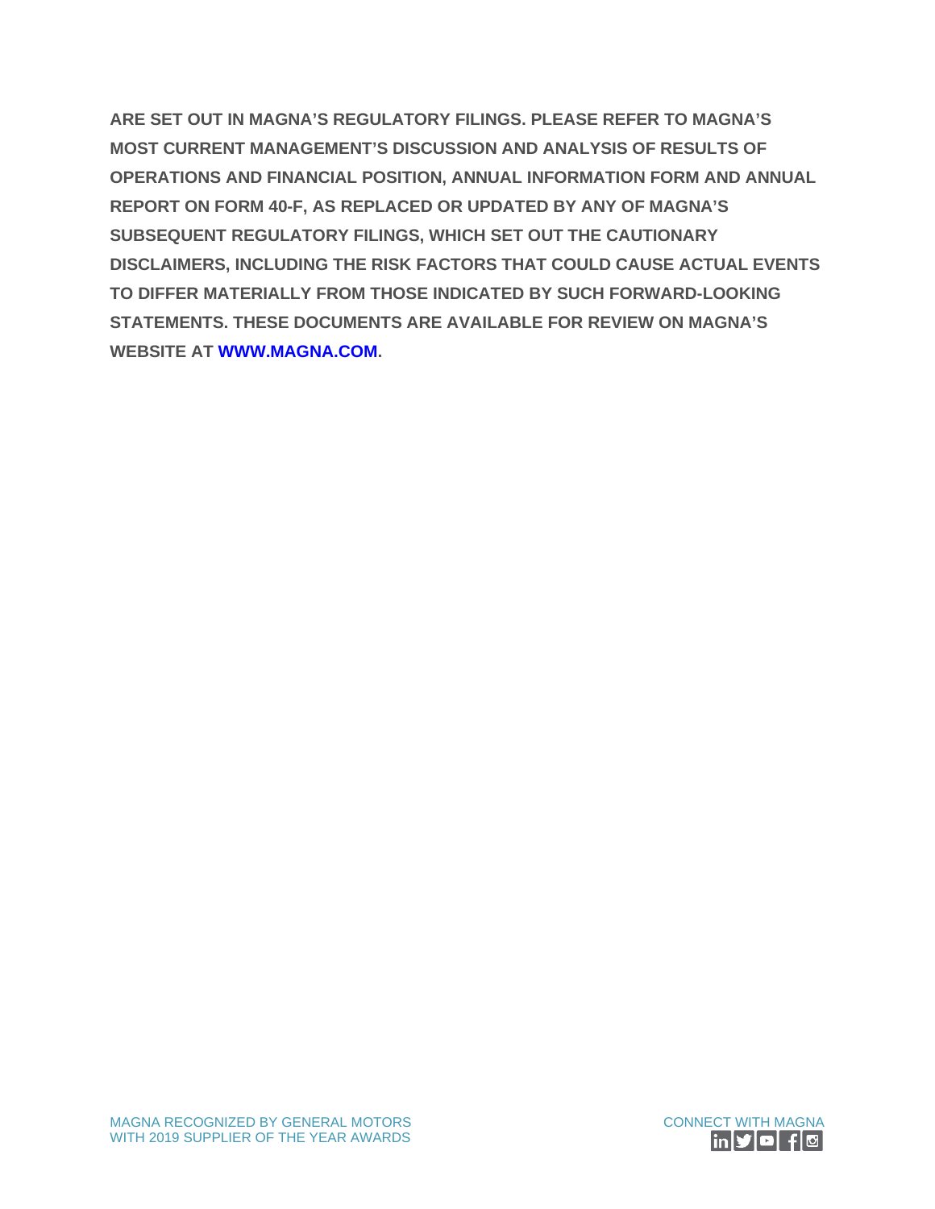**ARE SET OUT IN MAGNA'S REGULATORY FILINGS. PLEASE REFER TO MAGNA'S MOST CURRENT MANAGEMENT'S DISCUSSION AND ANALYSIS OF RESULTS OF OPERATIONS AND FINANCIAL POSITION, ANNUAL INFORMATION FORM AND ANNUAL REPORT ON FORM 40-F, AS REPLACED OR UPDATED BY ANY OF MAGNA'S SUBSEQUENT REGULATORY FILINGS, WHICH SET OUT THE CAUTIONARY DISCLAIMERS, INCLUDING THE RISK FACTORS THAT COULD CAUSE ACTUAL EVENTS TO DIFFER MATERIALLY FROM THOSE INDICATED BY SUCH FORWARD-LOOKING STATEMENTS. THESE DOCUMENTS ARE AVAILABLE FOR REVIEW ON MAGNA'S WEBSITE AT WWW.MAGNA.COM.**